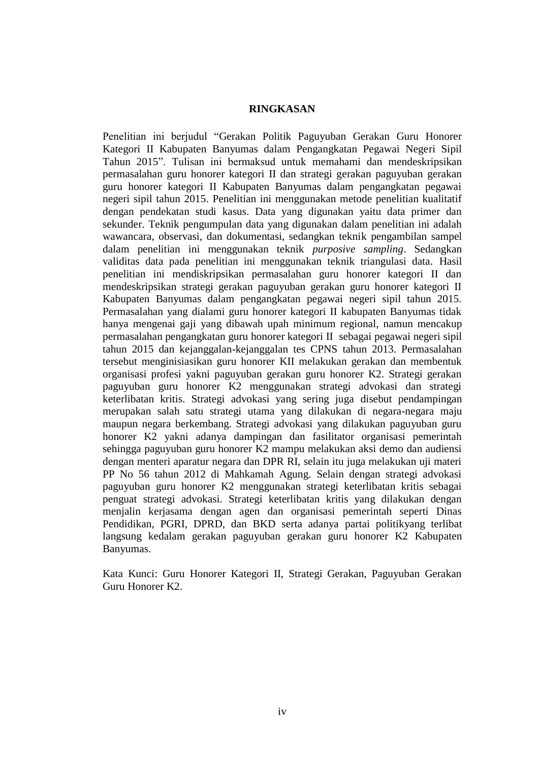# RINGKASAN

Penelitian ini berjudul "Gerakan Politik Paguyuban Gerakan Guru Honorer Kategori II Kabupaten Banyumas dalam Pengangkatan Pegawai Negeri Sipil Tahun 2015". Tulisan ini bermaksud untuk memahami dan mendeskripsikan permasalahan guru honorer kategori II dan strategi gerakan paguyuban gerakan guru honorer kategori II Kabupaten Banyumas dalam pengangkatan pegawai negeri sipil tahun 2015. Penelitian ini menggunakan metode penelitian kualitatif dengan pendekatan studi kasus. Data yang digunakan yaitu data primer dan sekunder. Teknik pengumpulan data yang digunakan dalam penelitian ini adalah wawancara, observasi, dan dokumentasi, sedangkan teknik pengambilan sampel dalam penelitian ini menggunakan teknik *purposive sampling*. Sedangkan validitas data pada penelitian ini menggunakan teknik triangulasi data. Hasil penelitian ini mendiskripsikan permasalahan guru honorer kategori II dan mendeskripsikan strategi gerakan paguyuban gerakan guru honorer kategori II Kabupaten Banyumas dalam pengangkatan pegawai negeri sipil tahun 2015. Permasalahan yang dialami guru honorer kategori II kabupaten Banyumas tidak hanya mengenai gaji yang dibawah upah minimum regional, namun mencakup permasalahan pengangkatan guru honorer kategori II sebagai pegawai negeri sipil tahun 2015 dan kejanggalan-kejanggalan tes CPNS tahun 2013. Permasalahan tersebut menginisiasikan guru honorer KII melakukan gerakan dan membentuk organisasi profesi yakni paguyuban gerakan guru honorer K2. Strategi gerakan paguyuban guru honorer K2 menggunakan strategi advokasi dan strategi keterlibatan kritis. Strategi advokasi yang sering juga disebut pendampingan merupakan salah satu strategi utama yang dilakukan di negara-negara maju maupun negara berkembang. Strategi advokasi yang dilakukan paguyuban guru honorer K2 yakni adanya dampingan dan fasilitator organisasi pemerintah sehingga paguyuban guru honorer K2 mampu melakukan aksi demo dan audiensi dengan menteri aparatur negara dan DPR RI, selain itu juga melakukan uji materi PP No 56 tahun 2012 di Mahkamah Agung. Selain dengan strategi advokasi paguyuban guru honorer K2 menggunakan strategi keterlibatan kritis sebagai penguat strategi advokasi. Strategi keterlibatan kritis yang dilakukan dengan menjalin kerjasama dengan agen dan organisasi pemerintah seperti Dinas Pendidikan, PGRI, DPRD, dan BKD serta adanya partai politikyang terlibat langsung kedalam gerakan paguyuban gerakan guru honorer K2 Kabupaten Banyumas.

Kata Kunci: Guru Honorer Kategori II, Strategi Gerakan, Paguyuban Gerakan Guru Honorer K2.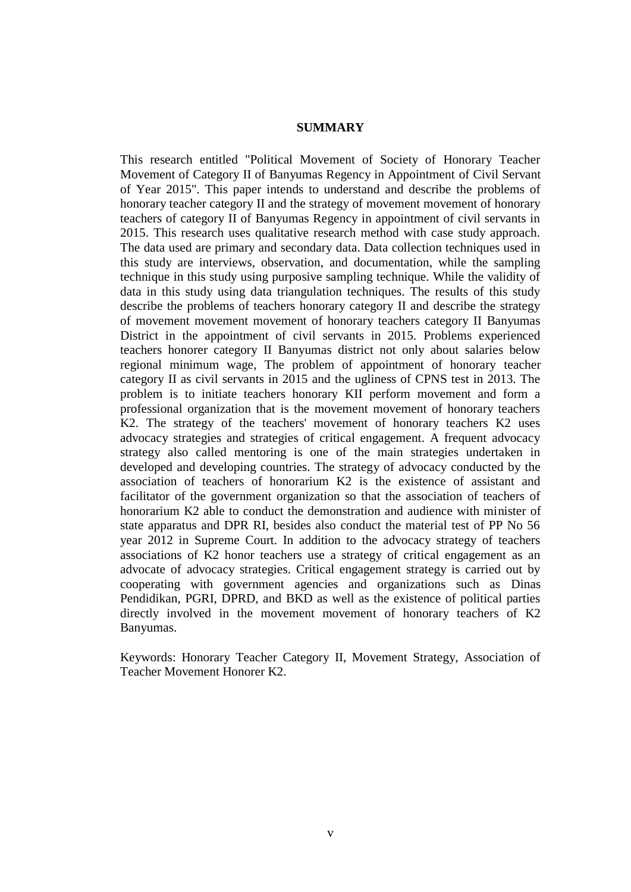## SUMMARY

This research entitled "Political Movement of Society of Honorary Teacher Movement of Category II of Banyumas Regency in Appointment of Civil Servant of Year 2015". This paper intends to understand and describe the problems of honorary teacher category II and the strategy of movement movement of honorary teachers of category II of Banyumas Regency in appointment of civil servants in 2015. This research uses qualitative research method with case study approach. The data used are primary and secondary data. Data collection techniques used in this study are interviews, observation, and documentation, while the sampling technique in this study using purposive sampling technique. While the validity of data in this study using data triangulation techniques. The results of this study describe the problems of teachers honorary category II and describe the strategy of movement movement movement of honorary teachers category II Banyumas District in the appointment of civil servants in 2015. Problems experienced teachers honorer category II Banyumas district not only about salaries below regional minimum wage, The problem of appointment of honorary teacher category II as civil servants in 2015 and the ugliness of CPNS test in 2013. The problem is to initiate teachers honorary KII perform movement and form a professional organization that is the movement movement of honorary teachers K2. The strategy of the teachers' movement of honorary teachers K2 uses advocacy strategies and strategies of critical engagement. A frequent advocacy strategy also called mentoring is one of the main strategies undertaken in developed and developing countries. The strategy of advocacy conducted by the association of teachers of honorarium K2 is the existence of assistant and facilitator of the government organization so that the association of teachers of honorarium K2 able to conduct the demonstration and audience with minister of state apparatus and DPR RI, besides also conduct the material test of PP No 56 year 2012 in Supreme Court. In addition to the advocacy strategy of teachers associations of K2 honor teachers use a strategy of critical engagement as an advocate of advocacy strategies. Critical engagement strategy is carried out by cooperating with government agencies and organizations such as Dinas Pendidikan, PGRI, DPRD, and BKD as well as the existence of political parties directly involved in the movement movement of honorary teachers of K2 Banyumas.

Keywords: Honorary Teacher Category II, Movement Strategy, Association of Teacher Movement Honorer K2.